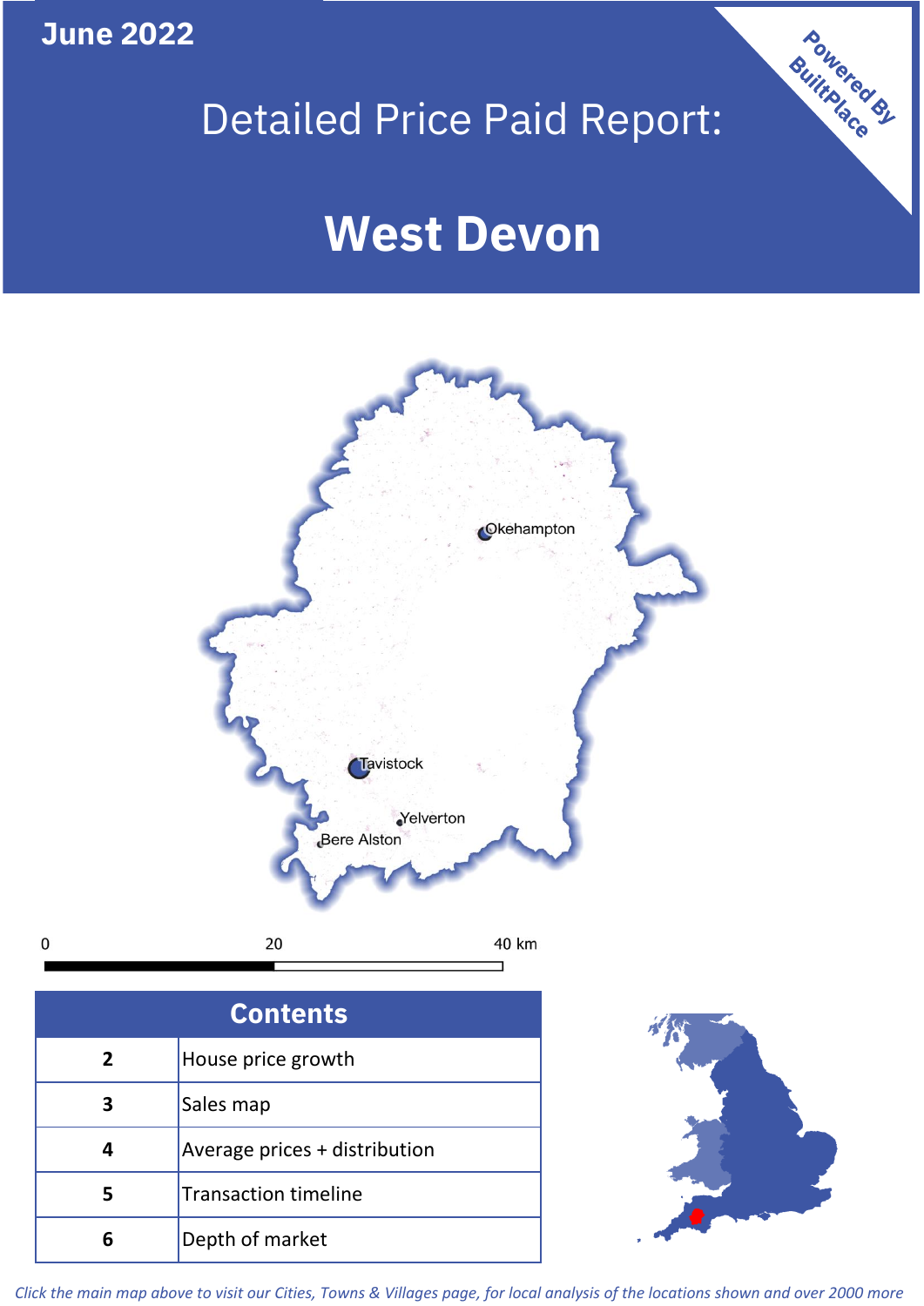June 2022

# Detailed Price Paid Report:

# West Devon

Powered By BuiltPlace

| Contents | |
|---|---|
| 2 | House price growth |
| 3 | Sales map |
| 4 | Average prices + distribution |
| 5 | Transaction timeline |
| 6 | Depth of market |

*Click the main map above to visit our Cities, Towns & Villages page, for local analysis of the locations shown and over 2000 more*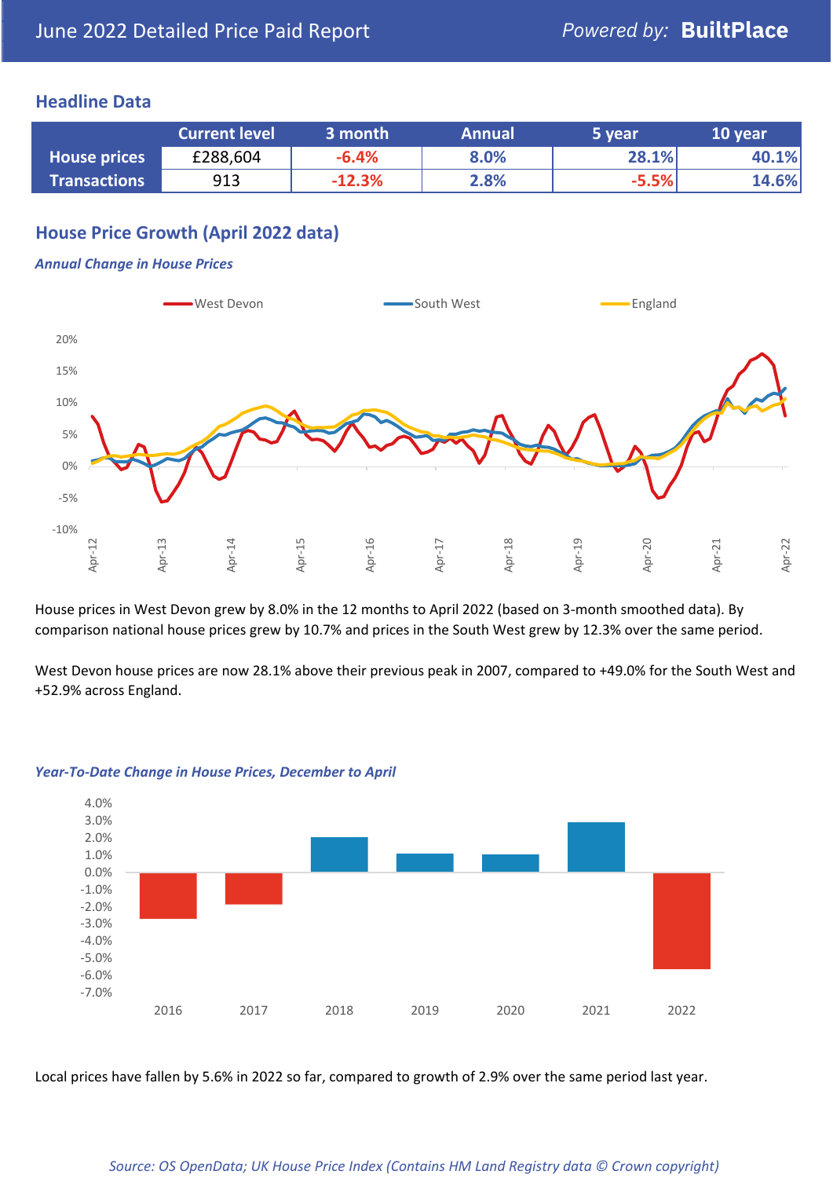June 2022 Detailed Price Paid Report

## Headline Data

| | Current level | 3 month | Annual | 5 year | 10 year |
|---|---|---|---|---|---|
| **House prices** | £288,604 | -6.4% | 8.0% | 28.1% | 40.1% |
| **Transactions** | 913 | -12.3% | 2.8% | -5.5% | 14.6% |

## House Price Growth (April 2022 data)

### *Annual Change in House Prices*

House prices in West Devon grew by 8.0% in the 12 months to April 2022 (based on 3-month smoothed data). By comparison national house prices grew by 10.7% and prices in the South West grew by 12.3% over the same period.

West Devon house prices are now 28.1% above their previous peak in 2007, compared to +49.0% for the South West and +52.9% across England.

### *Year-To-Date Change in House Prices, December to April*

Local prices have fallen by 5.6% in 2022 so far, compared to growth of 2.9% over the same period last year.

*Source: OS OpenData; UK House Price Index (Contains HM Land Registry data © Crown copyright)*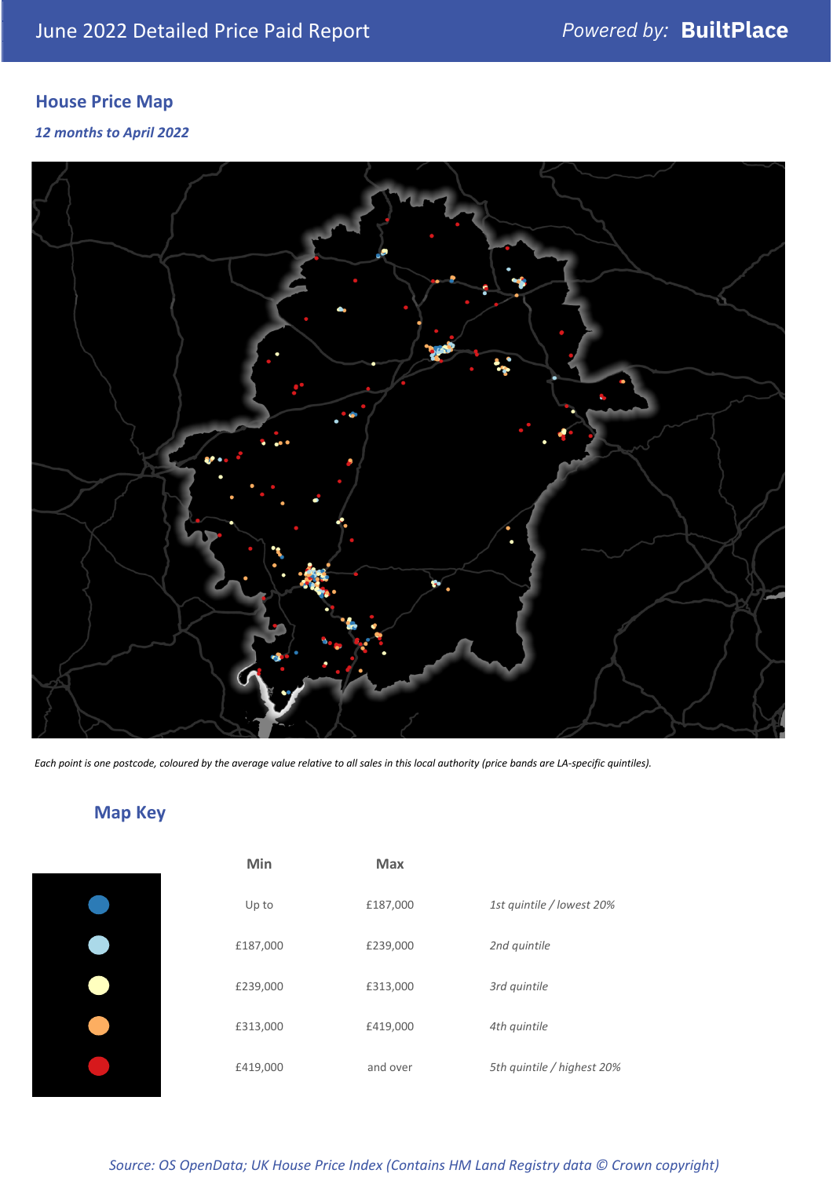# June 2022 Detailed Price Paid Report

Powered by: **BuiltPlace**

## House Price Map

*12 months to April 2022*

*Each point is one postcode, coloured by the average value relative to all sales in this local authority (price bands are LA-specific quintiles).*

## Map Key

| | Min | Max | |
|---|---|---|---|
| ● (dark blue) | Up to | £187,000 | *1st quintile / lowest 20%* |
| ● (light blue) | £187,000 | £239,000 | *2nd quintile* |
| ● (pale yellow) | £239,000 | £313,000 | *3rd quintile* |
| ● (orange) | £313,000 | £419,000 | *4th quintile* |
| ● (red) | £419,000 | and over | *5th quintile / highest 20%* |

*Source: OS OpenData; UK House Price Index (Contains HM Land Registry data © Crown copyright)*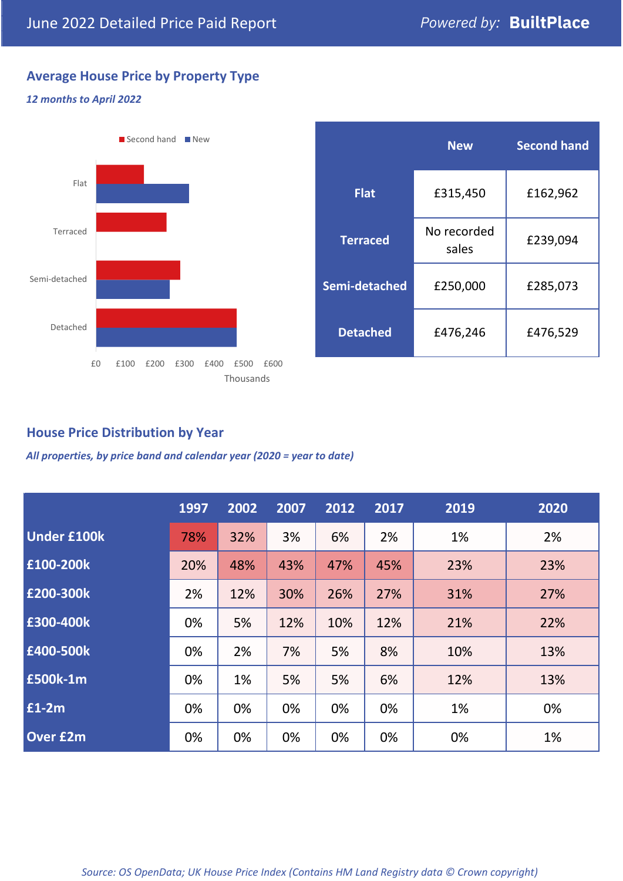June 2022 Detailed Price Paid Report

Powered by: **BuiltPlace**

## Average House Price by Property Type

*12 months to April 2022*

| | New | Second hand |
|---|---|---|
| **Flat** | £315,450 | £162,962 |
| **Terraced** | No recorded sales | £239,094 |
| **Semi-detached** | £250,000 | £285,073 |
| **Detached** | £476,246 | £476,529 |

## House Price Distribution by Year

*All properties, by price band and calendar year (2020 = year to date)*

| | 1997 | 2002 | 2007 | 2012 | 2017 | 2019 | 2020 |
|---|---|---|---|---|---|---|---|
| **Under £100k** | 78% | 32% | 3% | 6% | 2% | 1% | 2% |
| **£100-200k** | 20% | 48% | 43% | 47% | 45% | 23% | 23% |
| **£200-300k** | 2% | 12% | 30% | 26% | 27% | 31% | 27% |
| **£300-400k** | 0% | 5% | 12% | 10% | 12% | 21% | 22% |
| **£400-500k** | 0% | 2% | 7% | 5% | 8% | 10% | 13% |
| **£500k-1m** | 0% | 1% | 5% | 5% | 6% | 12% | 13% |
| **£1-2m** | 0% | 0% | 0% | 0% | 0% | 1% | 0% |
| **Over £2m** | 0% | 0% | 0% | 0% | 0% | 0% | 1% |

*Source: OS OpenData; UK House Price Index (Contains HM Land Registry data © Crown copyright)*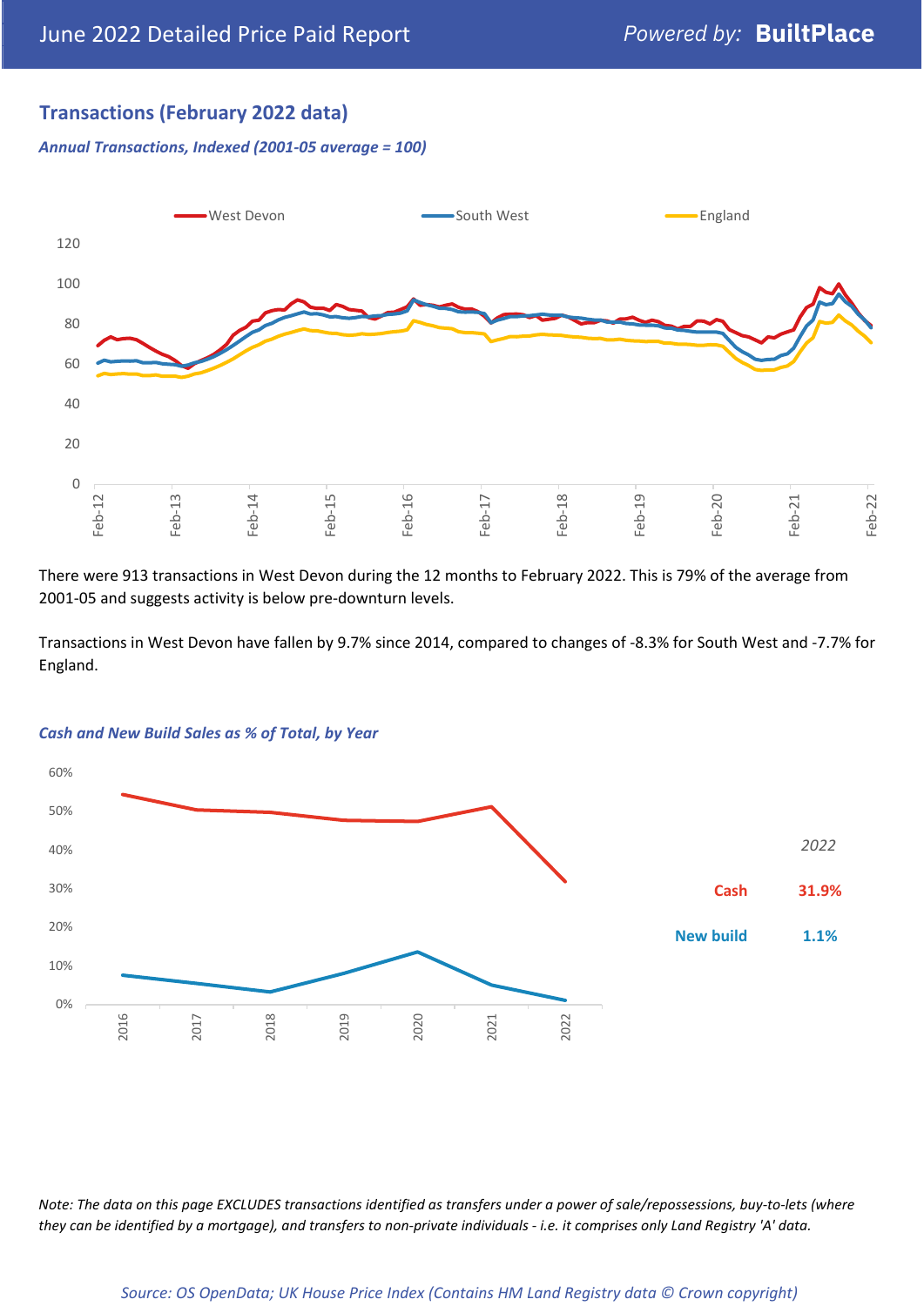## Transactions (February 2022 data)

*Annual Transactions, Indexed (2001-05 average = 100)*

There were 913 transactions in West Devon during the 12 months to February 2022. This is 79% of the average from 2001-05 and suggests activity is below pre-downturn levels.

Transactions in West Devon have fallen by 9.7% since 2014, compared to changes of -8.3% for South West and -7.7% for England.

*Cash and New Build Sales as % of Total, by Year*

| | 2022 |
|---|---|
| Cash | 31.9% |
| New build | 1.1% |

*Note: The data on this page EXCLUDES transactions identified as transfers under a power of sale/repossessions, buy-to-lets (where they can be identified by a mortgage), and transfers to non-private individuals - i.e. it comprises only Land Registry 'A' data.*

*Source: OS OpenData; UK House Price Index (Contains HM Land Registry data © Crown copyright)*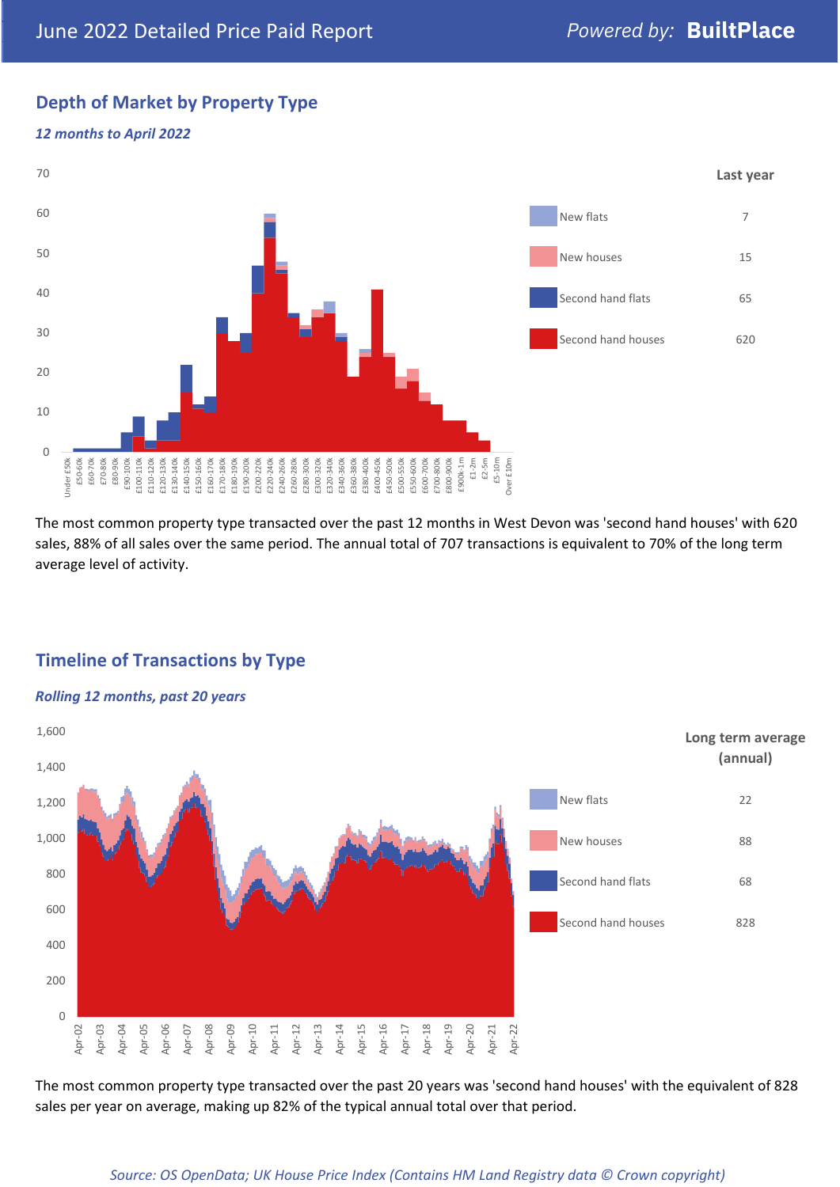June 2022 Detailed Price Paid Report

Powered by: **BuiltPlace**

## Depth of Market by Property Type

*12 months to April 2022*

70
60
50
40
30
20
10
0

Under £50k, £50-60k, £60-70k, £70-80k, £80-90k, £90-100k, £100-110k, £110-120k, £120-130k, £130-140k, £140-150k, £150-160k, £160-170k, £170-180k, £180-190k, £190-200k, £200-220k, £220-240k, £240-260k, £260-280k, £280-300k, £300-320k, £320-340k, £340-360k, £360-380k, £380-400k, £400-450k, £450-500k, £500-550k, £550-600k, £600-700k, £700-800k, £800-900k, £900k-1m, £1-2m, £2-5m, £5-10m, Over £10m

Last year

New flats 7
New houses 15
Second hand flats 65
Second hand houses 620

The most common property type transacted over the past 12 months in West Devon was 'second hand houses' with 620 sales, 88% of all sales over the same period. The annual total of 707 transactions is equivalent to 70% of the long term average level of activity.

## Timeline of Transactions by Type

*Rolling 12 months, past 20 years*

1,600
1,400
1,200
1,000
800
600
400
200
0

Apr-02, Apr-03, Apr-04, Apr-05, Apr-06, Apr-07, Apr-08, Apr-09, Apr-10, Apr-11, Apr-12, Apr-13, Apr-14, Apr-15, Apr-16, Apr-17, Apr-18, Apr-19, Apr-20, Apr-21, Apr-22

Long term average (annual)

New flats 22
New houses 88
Second hand flats 68
Second hand houses 828

The most common property type transacted over the past 20 years was 'second hand houses' with the equivalent of 828 sales per year on average, making up 82% of the typical annual total over that period.

*Source: OS OpenData; UK House Price Index (Contains HM Land Registry data © Crown copyright)*